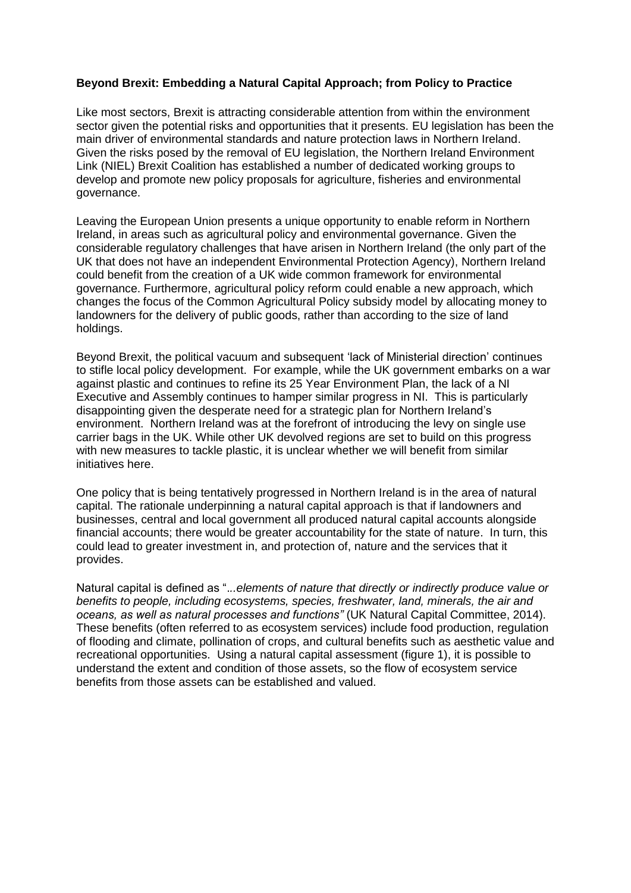**Beyond Brexit: Embedding a Natural Capital Approach; from Policy to Practice**

Like most sectors, Brexit is attracting considerable attention from within the environment sector given the potential risks and opportunities that it presents. EU legislation has been the main driver of environmental standards and nature protection laws in Northern Ireland. Given the risks posed by the removal of EU legislation, the Northern Ireland Environment Link (NIEL) Brexit Coalition has established a number of dedicated working groups to develop and promote new policy proposals for agriculture, fisheries and environmental governance.

Leaving the European Union presents a unique opportunity to enable reform in Northern Ireland, in areas such as agricultural policy and environmental governance. Given the considerable regulatory challenges that have arisen in Northern Ireland (the only part of the UK that does not have an independent Environmental Protection Agency), Northern Ireland could benefit from the creation of a UK wide common framework for environmental governance. Furthermore, agricultural policy reform could enable a new approach, which changes the focus of the Common Agricultural Policy subsidy model by allocating money to landowners for the delivery of public goods, rather than according to the size of land holdings.

Beyond Brexit, the political vacuum and subsequent 'lack of Ministerial direction' continues to stifle local policy development. For example, while the UK government embarks on a war against plastic and continues to refine its 25 Year Environment Plan, the lack of a NI Executive and Assembly continues to hamper similar progress in NI. This is particularly disappointing given the desperate need for a strategic plan for Northern Ireland's environment. Northern Ireland was at the forefront of introducing the levy on single use carrier bags in the UK. While other UK devolved regions are set to build on this progress with new measures to tackle plastic, it is unclear whether we will benefit from similar initiatives here.

One policy that is being tentatively progressed in Northern Ireland is in the area of natural capital. The rationale underpinning a natural capital approach is that if landowners and businesses, central and local government all produced natural capital accounts alongside financial accounts; there would be greater accountability for the state of nature. In turn, this could lead to greater investment in, and protection of, nature and the services that it provides.

Natural capital is defined as "*...elements of nature that directly or indirectly produce value or benefits to people, including ecosystems, species, freshwater, land, minerals, the air and oceans, as well as natural processes and functions"* (UK Natural Capital Committee, 2014). These benefits (often referred to as ecosystem services) include food production, regulation of flooding and climate, pollination of crops, and cultural benefits such as aesthetic value and recreational opportunities. Using a natural capital assessment (figure 1), it is possible to understand the extent and condition of those assets, so the flow of ecosystem service benefits from those assets can be established and valued.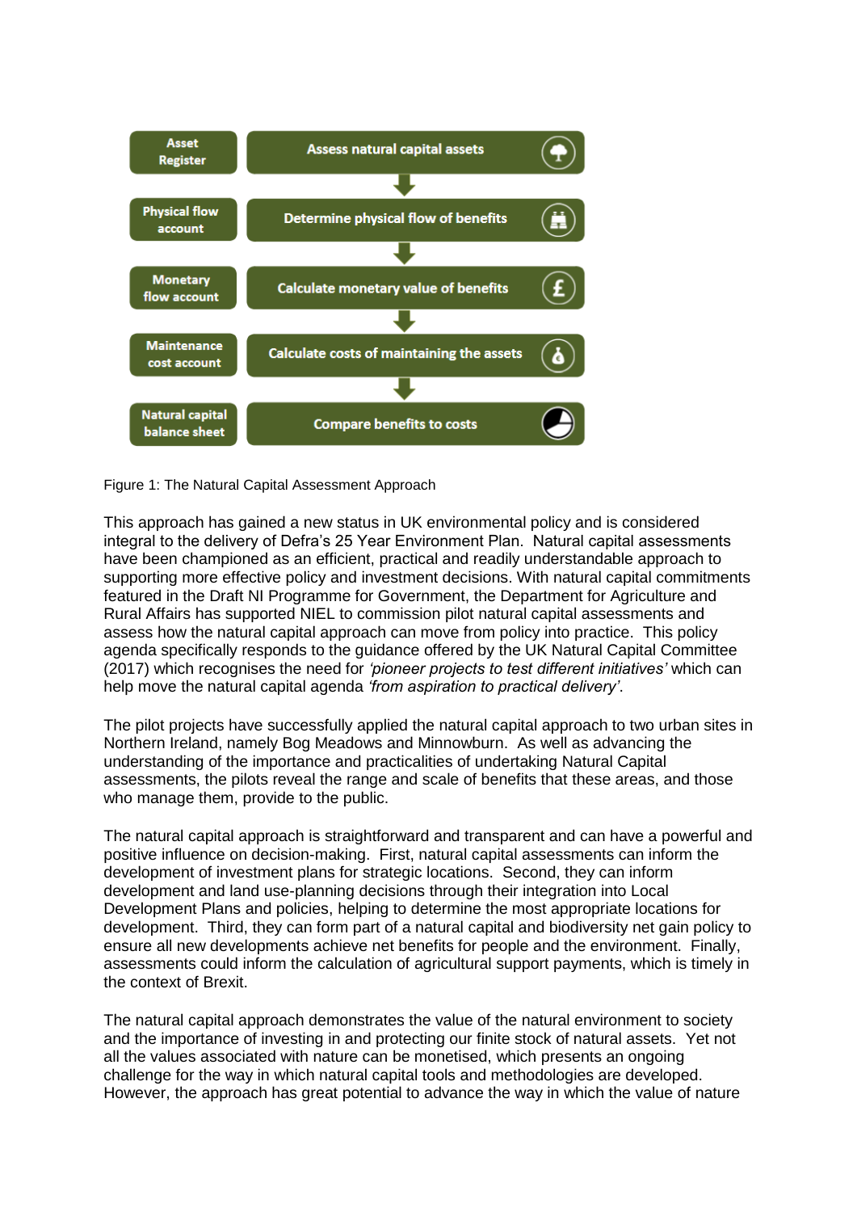| Account | Step |
| --- | --- |
| Asset Register | Assess natural capital assets |
| Physical flow account | Determine physical flow of benefits |
| Monetary flow account | Calculate monetary value of benefits |
| Maintenance cost account | Calculate costs of maintaining the assets |
| Natural capital balance sheet | Compare benefits to costs |

Figure 1: The Natural Capital Assessment Approach

This approach has gained a new status in UK environmental policy and is considered integral to the delivery of Defra's 25 Year Environment Plan. Natural capital assessments have been championed as an efficient, practical and readily understandable approach to supporting more effective policy and investment decisions. With natural capital commitments featured in the Draft NI Programme for Government, the Department for Agriculture and Rural Affairs has supported NIEL to commission pilot natural capital assessments and assess how the natural capital approach can move from policy into practice. This policy agenda specifically responds to the guidance offered by the UK Natural Capital Committee (2017) which recognises the need for *'pioneer projects to test different initiatives'* which can help move the natural capital agenda *'from aspiration to practical delivery'*.

The pilot projects have successfully applied the natural capital approach to two urban sites in Northern Ireland, namely Bog Meadows and Minnowburn. As well as advancing the understanding of the importance and practicalities of undertaking Natural Capital assessments, the pilots reveal the range and scale of benefits that these areas, and those who manage them, provide to the public.

The natural capital approach is straightforward and transparent and can have a powerful and positive influence on decision-making. First, natural capital assessments can inform the development of investment plans for strategic locations. Second, they can inform development and land use-planning decisions through their integration into Local Development Plans and policies, helping to determine the most appropriate locations for development. Third, they can form part of a natural capital and biodiversity net gain policy to ensure all new developments achieve net benefits for people and the environment. Finally, assessments could inform the calculation of agricultural support payments, which is timely in the context of Brexit.

The natural capital approach demonstrates the value of the natural environment to society and the importance of investing in and protecting our finite stock of natural assets. Yet not all the values associated with nature can be monetised, which presents an ongoing challenge for the way in which natural capital tools and methodologies are developed. However, the approach has great potential to advance the way in which the value of nature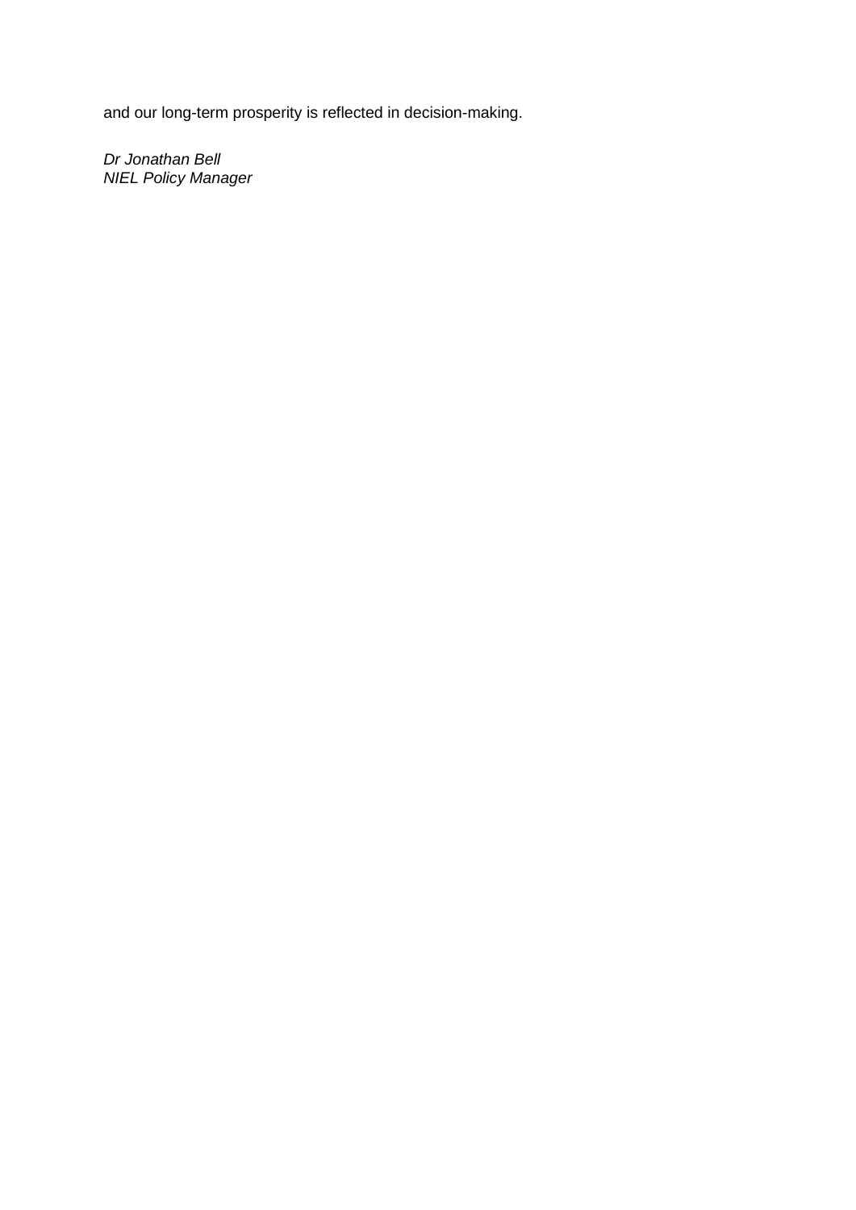and our long-term prosperity is reflected in decision-making.

*Dr Jonathan Bell*
*NIEL Policy Manager*